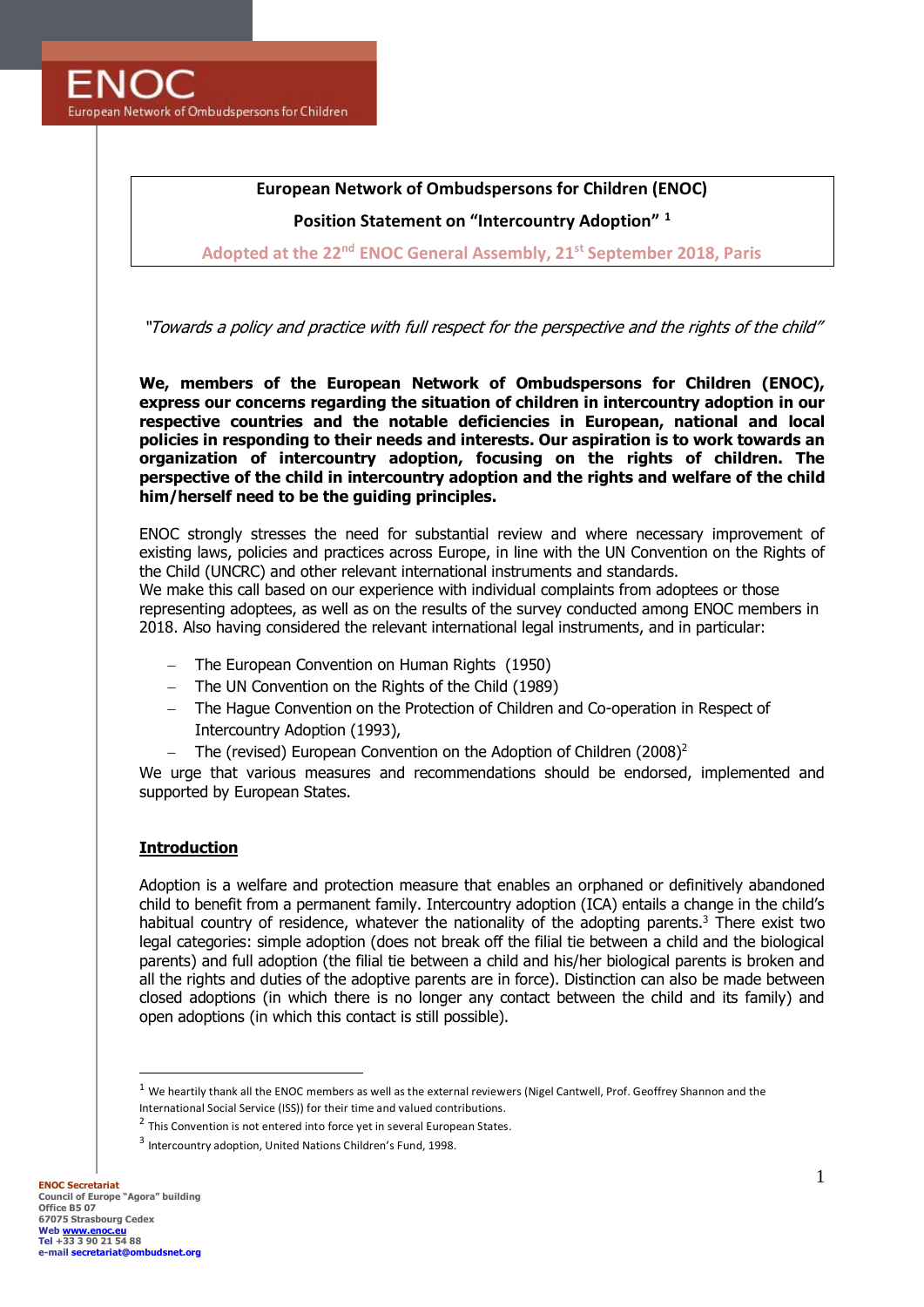ENOC
European Network of Ombudspersons for Children

**European Network of Ombudspersons for Children (ENOC)**

**Position Statement on "Intercountry Adoption"** [1]

**Adopted at the 22nd ENOC General Assembly, 21st September 2018, Paris**

*"Towards a policy and practice with full respect for the perspective and the rights of the child"*

**We, members of the European Network of Ombudspersons for Children (ENOC), express our concerns regarding the situation of children in intercountry adoption in our respective countries and the notable deficiencies in European, national and local policies in responding to their needs and interests. Our aspiration is to work towards an organization of intercountry adoption, focusing on the rights of children. The perspective of the child in intercountry adoption and the rights and welfare of the child him/herself need to be the guiding principles.**

ENOC strongly stresses the need for substantial review and where necessary improvement of existing laws, policies and practices across Europe, in line with the UN Convention on the Rights of the Child (UNCRC) and other relevant international instruments and standards.
We make this call based on our experience with individual complaints from adoptees or those representing adoptees, as well as on the results of the survey conducted among ENOC members in 2018. Also having considered the relevant international legal instruments, and in particular:

- The European Convention on Human Rights (1950)
- The UN Convention on the Rights of the Child (1989)
- The Hague Convention on the Protection of Children and Co-operation in Respect of Intercountry Adoption (1993),
- The (revised) European Convention on the Adoption of Children (2008)[2]

We urge that various measures and recommendations should be endorsed, implemented and supported by European States.

## Introduction

Adoption is a welfare and protection measure that enables an orphaned or definitively abandoned child to benefit from a permanent family. Intercountry adoption (ICA) entails a change in the child's habitual country of residence, whatever the nationality of the adopting parents.[3] There exist two legal categories: simple adoption (does not break off the filial tie between a child and the biological parents) and full adoption (the filial tie between a child and his/her biological parents is broken and all the rights and duties of the adoptive parents are in force). Distinction can also be made between closed adoptions (in which there is no longer any contact between the child and its family) and open adoptions (in which this contact is still possible).

---

[1] We heartily thank all the ENOC members as well as the external reviewers (Nigel Cantwell, Prof. Geoffrey Shannon and the International Social Service (ISS)) for their time and valued contributions.

[2] This Convention is not entered into force yet in several European States.

[3] Intercountry adoption, United Nations Children's Fund, 1998.

**ENOC Secretariat**
Council of Europe "Agora" building
Office B5 07
67075 Strasbourg Cedex
Web www.enoc.eu
Tel +33 3 90 21 54 88
e-mail secretariat@ombudsnet.org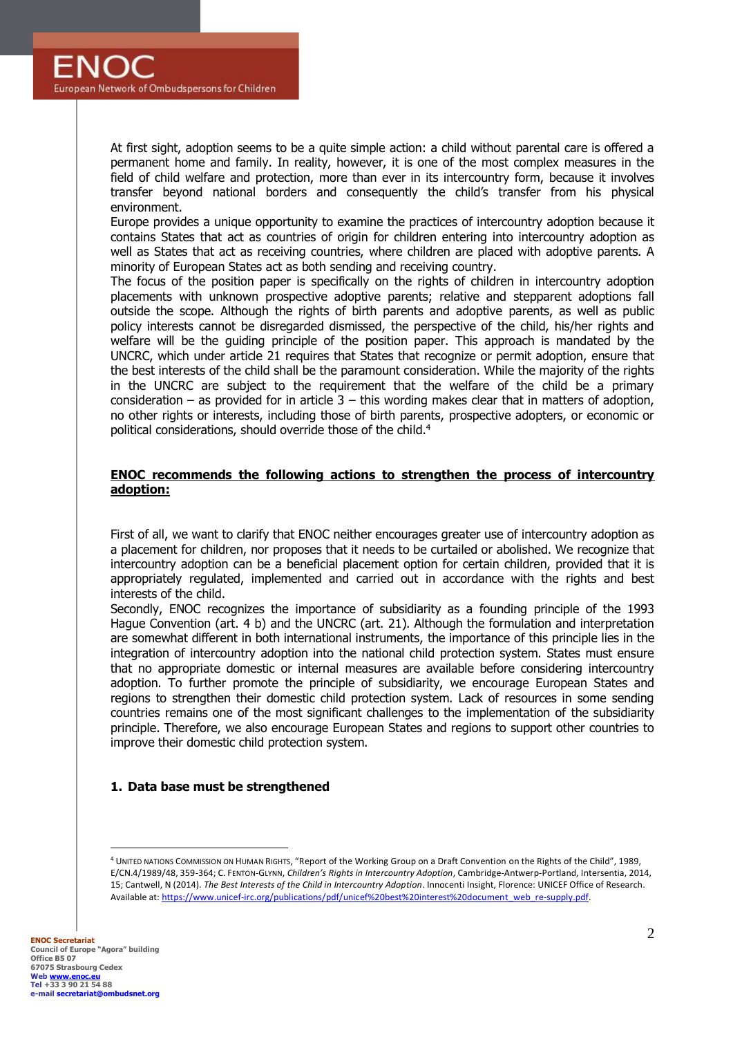At first sight, adoption seems to be a quite simple action: a child without parental care is offered a permanent home and family. In reality, however, it is one of the most complex measures in the field of child welfare and protection, more than ever in its intercountry form, because it involves transfer beyond national borders and consequently the child's transfer from his physical environment.

Europe provides a unique opportunity to examine the practices of intercountry adoption because it contains States that act as countries of origin for children entering into intercountry adoption as well as States that act as receiving countries, where children are placed with adoptive parents. A minority of European States act as both sending and receiving country.

The focus of the position paper is specifically on the rights of children in intercountry adoption placements with unknown prospective adoptive parents; relative and stepparent adoptions fall outside the scope. Although the rights of birth parents and adoptive parents, as well as public policy interests cannot be disregarded dismissed, the perspective of the child, his/her rights and welfare will be the guiding principle of the position paper. This approach is mandated by the UNCRC, which under article 21 requires that States that recognize or permit adoption, ensure that the best interests of the child shall be the paramount consideration. While the majority of the rights in the UNCRC are subject to the requirement that the welfare of the child be a primary consideration – as provided for in article 3 – this wording makes clear that in matters of adoption, no other rights or interests, including those of birth parents, prospective adopters, or economic or political considerations, should override those of the child.[4]

**ENOC recommends the following actions to strengthen the process of intercountry adoption:**

First of all, we want to clarify that ENOC neither encourages greater use of intercountry adoption as a placement for children, nor proposes that it needs to be curtailed or abolished. We recognize that intercountry adoption can be a beneficial placement option for certain children, provided that it is appropriately regulated, implemented and carried out in accordance with the rights and best interests of the child.

Secondly, ENOC recognizes the importance of subsidiarity as a founding principle of the 1993 Hague Convention (art. 4 b) and the UNCRC (art. 21). Although the formulation and interpretation are somewhat different in both international instruments, the importance of this principle lies in the integration of intercountry adoption into the national child protection system. States must ensure that no appropriate domestic or internal measures are available before considering intercountry adoption. To further promote the principle of subsidiarity, we encourage European States and regions to strengthen their domestic child protection system. Lack of resources in some sending countries remains one of the most significant challenges to the implementation of the subsidiarity principle. Therefore, we also encourage European States and regions to support other countries to improve their domestic child protection system.

### 1. Data base must be strengthened

[4] United Nations Commission on Human Rights, "Report of the Working Group on a Draft Convention on the Rights of the Child", 1989, E/CN.4/1989/48, 359-364; C. Fenton-Glynn, *Children's Rights in Intercountry Adoption*, Cambridge-Antwerp-Portland, Intersentia, 2014, 15; Cantwell, N (2014). *The Best Interests of the Child in Intercountry Adoption*. Innocenti Insight, Florence: UNICEF Office of Research. Available at: https://www.unicef-irc.org/publications/pdf/unicef%20best%20interest%20document_web_re-supply.pdf.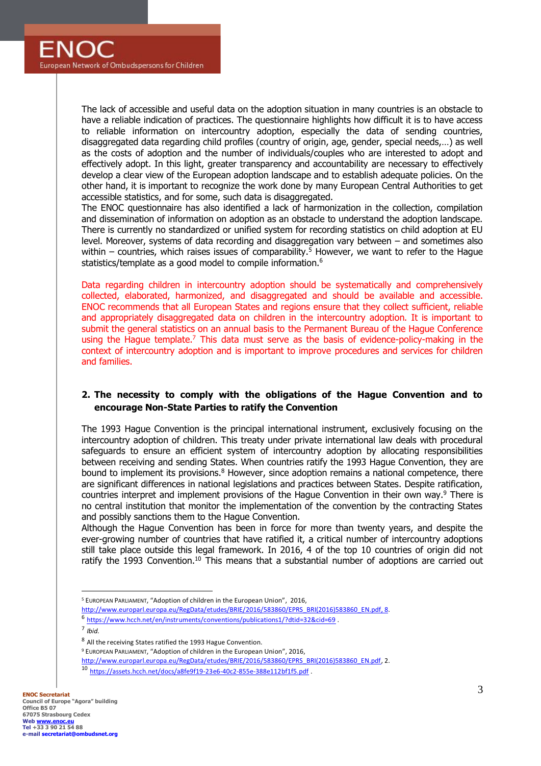The lack of accessible and useful data on the adoption situation in many countries is an obstacle to have a reliable indication of practices. The questionnaire highlights how difficult it is to have access to reliable information on intercountry adoption, especially the data of sending countries, disaggregated data regarding child profiles (country of origin, age, gender, special needs,…) as well as the costs of adoption and the number of individuals/couples who are interested to adopt and effectively adopt. In this light, greater transparency and accountability are necessary to effectively develop a clear view of the European adoption landscape and to establish adequate policies. On the other hand, it is important to recognize the work done by many European Central Authorities to get accessible statistics, and for some, such data is disaggregated.

The ENOC questionnaire has also identified a lack of harmonization in the collection, compilation and dissemination of information on adoption as an obstacle to understand the adoption landscape. There is currently no standardized or unified system for recording statistics on child adoption at EU level. Moreover, systems of data recording and disaggregation vary between – and sometimes also within – countries, which raises issues of comparability.[5] However, we want to refer to the Hague statistics/template as a good model to compile information.[6]

Data regarding children in intercountry adoption should be systematically and comprehensively collected, elaborated, harmonized, and disaggregated and should be available and accessible. ENOC recommends that all European States and regions ensure that they collect sufficient, reliable and appropriately disaggregated data on children in the intercountry adoption. It is important to submit the general statistics on an annual basis to the Permanent Bureau of the Hague Conference using the Hague template.[7] This data must serve as the basis of evidence-policy-making in the context of intercountry adoption and is important to improve procedures and services for children and families.

## 2. The necessity to comply with the obligations of the Hague Convention and to encourage Non-State Parties to ratify the Convention

The 1993 Hague Convention is the principal international instrument, exclusively focusing on the intercountry adoption of children. This treaty under private international law deals with procedural safeguards to ensure an efficient system of intercountry adoption by allocating responsibilities between receiving and sending States. When countries ratify the 1993 Hague Convention, they are bound to implement its provisions.[8] However, since adoption remains a national competence, there are significant differences in national legislations and practices between States. Despite ratification, countries interpret and implement provisions of the Hague Convention in their own way.[9] There is no central institution that monitor the implementation of the convention by the contracting States and possibly sanctions them to the Hague Convention.

Although the Hague Convention has been in force for more than twenty years, and despite the ever-growing number of countries that have ratified it, a critical number of intercountry adoptions still take place outside this legal framework. In 2016, 4 of the top 10 countries of origin did not ratify the 1993 Convention.[10] This means that a substantial number of adoptions are carried out

---

[5] European Parliament, "Adoption of children in the European Union", 2016, http://www.europarl.europa.eu/RegData/etudes/BRIE/2016/583860/EPRS_BRI(2016)583860_EN.pdf, 8.

[6] https://www.hcch.net/en/instruments/conventions/publications1/?dtid=32&cid=69 .

[7] *Ibid.*

[8] All the receiving States ratified the 1993 Hague Convention.

[9] European Parliament, "Adoption of children in the European Union", 2016, http://www.europarl.europa.eu/RegData/etudes/BRIE/2016/583860/EPRS_BRI(2016)583860_EN.pdf, 2.

[10] https://assets.hcch.net/docs/a8fe9f19-23e6-40c2-855e-388e112bf1f5.pdf .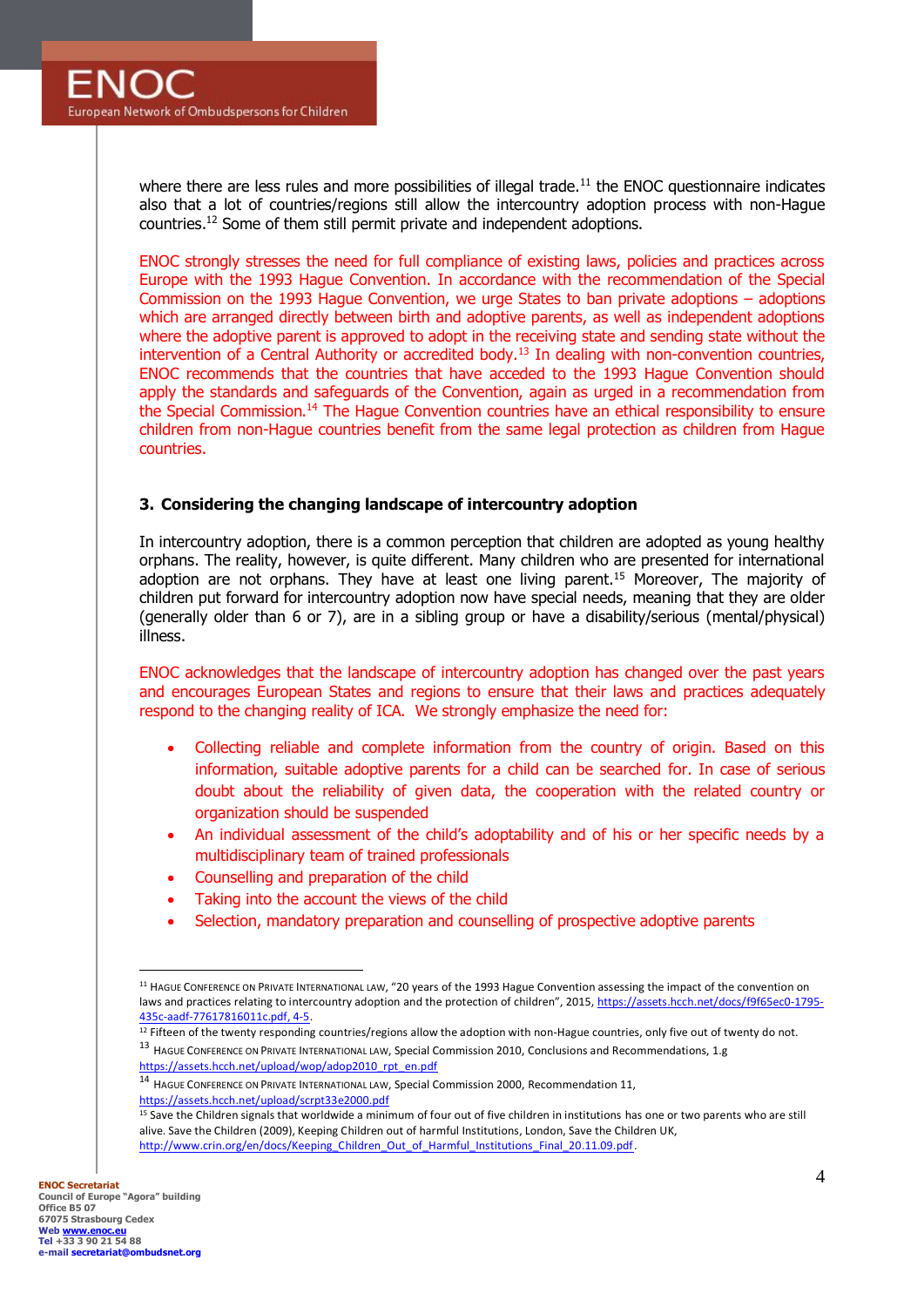where there are less rules and more possibilities of illegal trade.[11] the ENOC questionnaire indicates also that a lot of countries/regions still allow the intercountry adoption process with non-Hague countries.[12] Some of them still permit private and independent adoptions.

ENOC strongly stresses the need for full compliance of existing laws, policies and practices across Europe with the 1993 Hague Convention. In accordance with the recommendation of the Special Commission on the 1993 Hague Convention, we urge States to ban private adoptions – adoptions which are arranged directly between birth and adoptive parents, as well as independent adoptions where the adoptive parent is approved to adopt in the receiving state and sending state without the intervention of a Central Authority or accredited body.[13] In dealing with non-convention countries, ENOC recommends that the countries that have acceded to the 1993 Hague Convention should apply the standards and safeguards of the Convention, again as urged in a recommendation from the Special Commission.[14] The Hague Convention countries have an ethical responsibility to ensure children from non-Hague countries benefit from the same legal protection as children from Hague countries.

### 3. Considering the changing landscape of intercountry adoption

In intercountry adoption, there is a common perception that children are adopted as young healthy orphans. The reality, however, is quite different. Many children who are presented for international adoption are not orphans. They have at least one living parent.[15] Moreover, The majority of children put forward for intercountry adoption now have special needs, meaning that they are older (generally older than 6 or 7), are in a sibling group or have a disability/serious (mental/physical) illness.

ENOC acknowledges that the landscape of intercountry adoption has changed over the past years and encourages European States and regions to ensure that their laws and practices adequately respond to the changing reality of ICA. We strongly emphasize the need for:

- Collecting reliable and complete information from the country of origin. Based on this information, suitable adoptive parents for a child can be searched for. In case of serious doubt about the reliability of given data, the cooperation with the related country or organization should be suspended
- An individual assessment of the child's adoptability and of his or her specific needs by a multidisciplinary team of trained professionals
- Counselling and preparation of the child
- Taking into the account the views of the child
- Selection, mandatory preparation and counselling of prospective adoptive parents

---

[11] HAGUE CONFERENCE ON PRIVATE INTERNATIONAL LAW, "20 years of the 1993 Hague Convention assessing the impact of the convention on laws and practices relating to intercountry adoption and the protection of children", 2015, https://assets.hcch.net/docs/f9f65ec0-1795-435c-aadf-77617816011c.pdf, 4-5.

[12] Fifteen of the twenty responding countries/regions allow the adoption with non-Hague countries, only five out of twenty do not.

[13] HAGUE CONFERENCE ON PRIVATE INTERNATIONAL LAW, Special Commission 2010, Conclusions and Recommendations, 1.g https://assets.hcch.net/upload/wop/adop2010_rpt_en.pdf

[14] HAGUE CONFERENCE ON PRIVATE INTERNATIONAL LAW, Special Commission 2000, Recommendation 11, https://assets.hcch.net/upload/scrpt33e2000.pdf

[15] Save the Children signals that worldwide a minimum of four out of five children in institutions has one or two parents who are still alive. Save the Children (2009), Keeping Children out of harmful Institutions, London, Save the Children UK, http://www.crin.org/en/docs/Keeping_Children_Out_of_Harmful_Institutions_Final_20.11.09.pdf.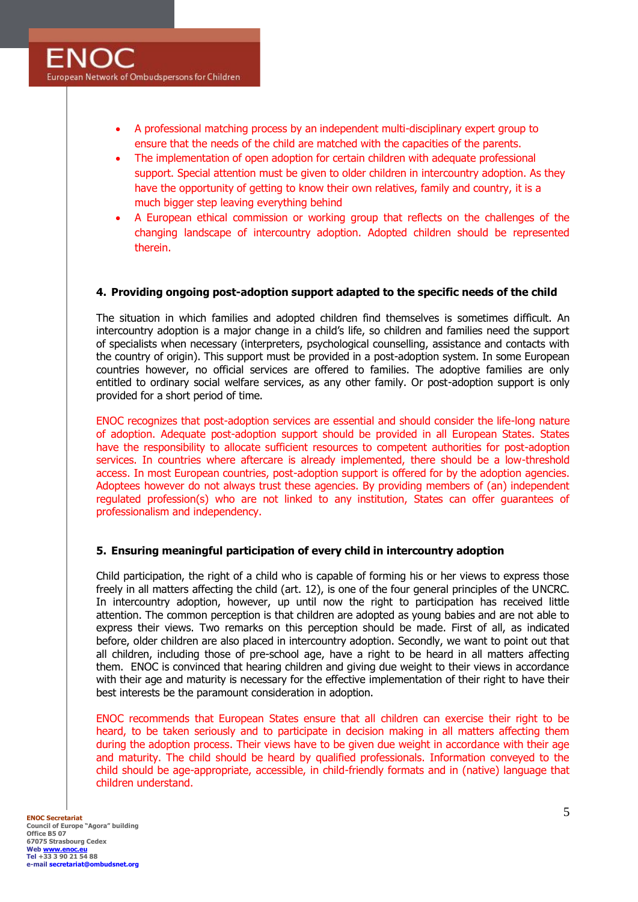- A professional matching process by an independent multi-disciplinary expert group to ensure that the needs of the child are matched with the capacities of the parents.
- The implementation of open adoption for certain children with adequate professional support. Special attention must be given to older children in intercountry adoption. As they have the opportunity of getting to know their own relatives, family and country, it is a much bigger step leaving everything behind
- A European ethical commission or working group that reflects on the challenges of the changing landscape of intercountry adoption. Adopted children should be represented therein.

## 4. Providing ongoing post-adoption support adapted to the specific needs of the child

The situation in which families and adopted children find themselves is sometimes difficult. An intercountry adoption is a major change in a child's life, so children and families need the support of specialists when necessary (interpreters, psychological counselling, assistance and contacts with the country of origin). This support must be provided in a post-adoption system. In some European countries however, no official services are offered to families. The adoptive families are only entitled to ordinary social welfare services, as any other family. Or post-adoption support is only provided for a short period of time.

ENOC recognizes that post-adoption services are essential and should consider the life-long nature of adoption. Adequate post-adoption support should be provided in all European States. States have the responsibility to allocate sufficient resources to competent authorities for post-adoption services. In countries where aftercare is already implemented, there should be a low-threshold access. In most European countries, post-adoption support is offered for by the adoption agencies. Adoptees however do not always trust these agencies. By providing members of (an) independent regulated profession(s) who are not linked to any institution, States can offer guarantees of professionalism and independency.

## 5. Ensuring meaningful participation of every child in intercountry adoption

Child participation, the right of a child who is capable of forming his or her views to express those freely in all matters affecting the child (art. 12), is one of the four general principles of the UNCRC. In intercountry adoption, however, up until now the right to participation has received little attention. The common perception is that children are adopted as young babies and are not able to express their views. Two remarks on this perception should be made. First of all, as indicated before, older children are also placed in intercountry adoption. Secondly, we want to point out that all children, including those of pre-school age, have a right to be heard in all matters affecting them. ENOC is convinced that hearing children and giving due weight to their views in accordance with their age and maturity is necessary for the effective implementation of their right to have their best interests be the paramount consideration in adoption.

ENOC recommends that European States ensure that all children can exercise their right to be heard, to be taken seriously and to participate in decision making in all matters affecting them during the adoption process. Their views have to be given due weight in accordance with their age and maturity. The child should be heard by qualified professionals. Information conveyed to the child should be age-appropriate, accessible, in child-friendly formats and in (native) language that children understand.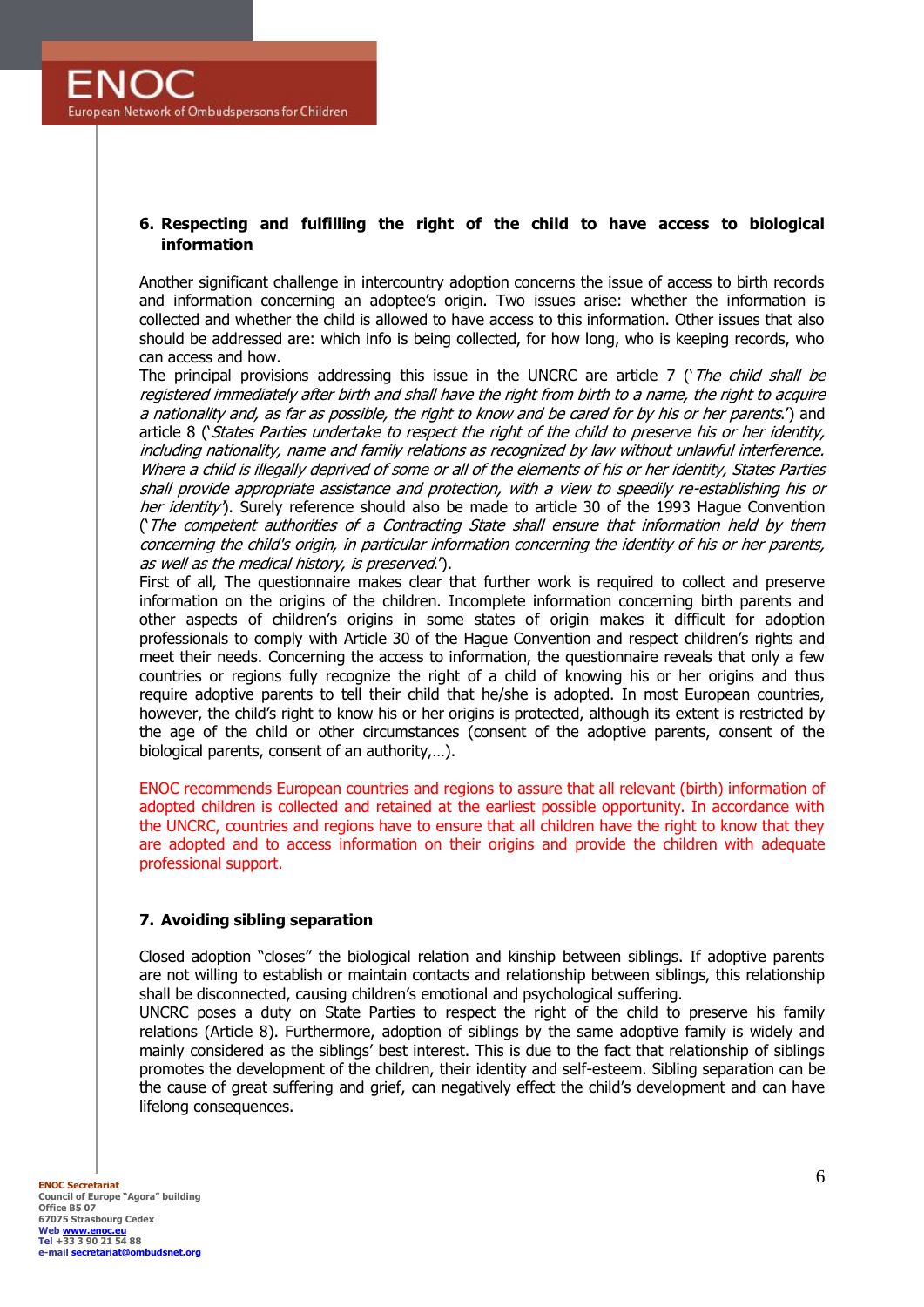## 6. Respecting and fulfilling the right of the child to have access to biological information

Another significant challenge in intercountry adoption concerns the issue of access to birth records and information concerning an adoptee's origin. Two issues arise: whether the information is collected and whether the child is allowed to have access to this information. Other issues that also should be addressed are: which info is being collected, for how long, who is keeping records, who can access and how.

The principal provisions addressing this issue in the UNCRC are article 7 ('*The child shall be registered immediately after birth and shall have the right from birth to a name, the right to acquire a nationality and, as far as possible, the right to know and be cared for by his or her parents.*') and article 8 ('*States Parties undertake to respect the right of the child to preserve his or her identity, including nationality, name and family relations as recognized by law without unlawful interference. Where a child is illegally deprived of some or all of the elements of his or her identity, States Parties shall provide appropriate assistance and protection, with a view to speedily re-establishing his or her identity*'). Surely reference should also be made to article 30 of the 1993 Hague Convention ('*The competent authorities of a Contracting State shall ensure that information held by them concerning the child's origin, in particular information concerning the identity of his or her parents, as well as the medical history, is preserved.*').

First of all, The questionnaire makes clear that further work is required to collect and preserve information on the origins of the children. Incomplete information concerning birth parents and other aspects of children's origins in some states of origin makes it difficult for adoption professionals to comply with Article 30 of the Hague Convention and respect children's rights and meet their needs. Concerning the access to information, the questionnaire reveals that only a few countries or regions fully recognize the right of a child of knowing his or her origins and thus require adoptive parents to tell their child that he/she is adopted. In most European countries, however, the child's right to know his or her origins is protected, although its extent is restricted by the age of the child or other circumstances (consent of the adoptive parents, consent of the biological parents, consent of an authority,…).

ENOC recommends European countries and regions to assure that all relevant (birth) information of adopted children is collected and retained at the earliest possible opportunity. In accordance with the UNCRC, countries and regions have to ensure that all children have the right to know that they are adopted and to access information on their origins and provide the children with adequate professional support.

## 7. Avoiding sibling separation

Closed adoption "closes" the biological relation and kinship between siblings. If adoptive parents are not willing to establish or maintain contacts and relationship between siblings, this relationship shall be disconnected, causing children's emotional and psychological suffering.

UNCRC poses a duty on State Parties to respect the right of the child to preserve his family relations (Article 8). Furthermore, adoption of siblings by the same adoptive family is widely and mainly considered as the siblings' best interest. This is due to the fact that relationship of siblings promotes the development of the children, their identity and self-esteem. Sibling separation can be the cause of great suffering and grief, can negatively effect the child's development and can have lifelong consequences.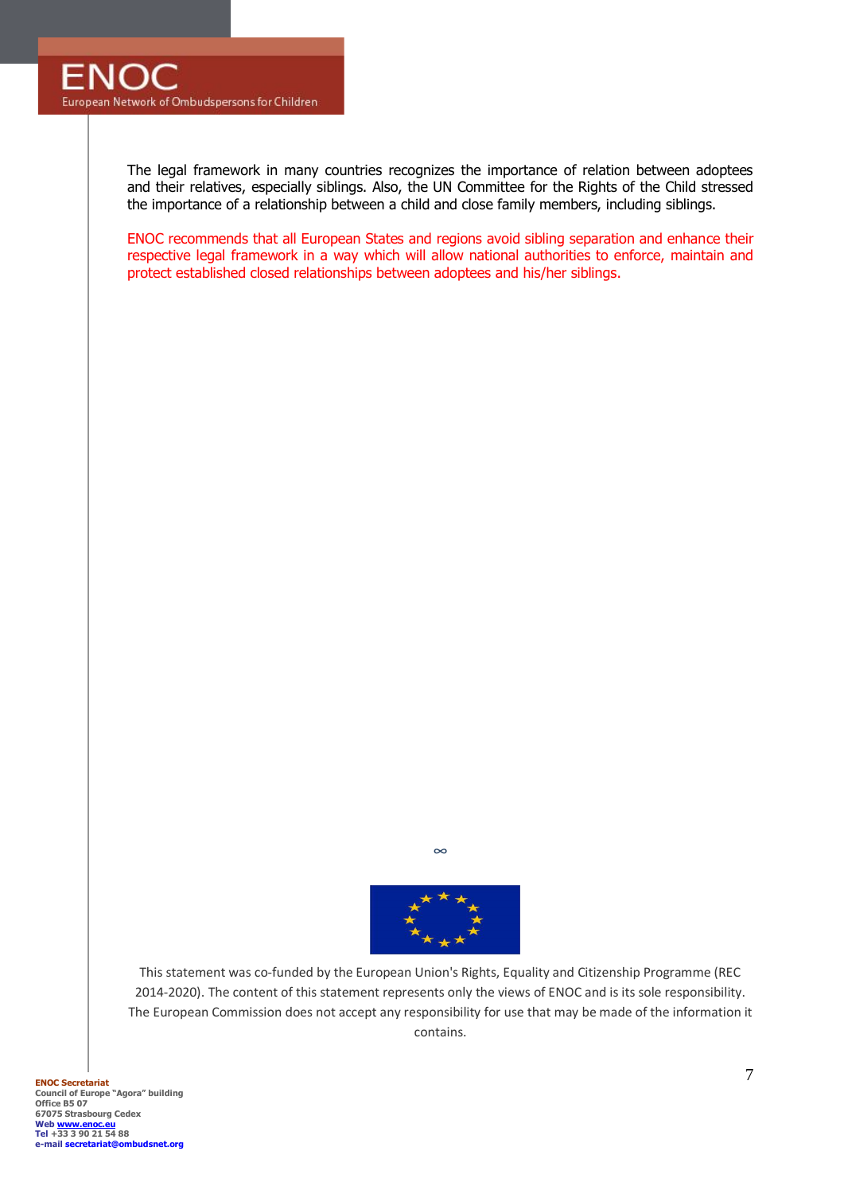The legal framework in many countries recognizes the importance of relation between adoptees and their relatives, especially siblings. Also, the UN Committee for the Rights of the Child stressed the importance of a relationship between a child and close family members, including siblings.

ENOC recommends that all European States and regions avoid sibling separation and enhance their respective legal framework in a way which will allow national authorities to enforce, maintain and protect established closed relationships between adoptees and his/her siblings.

∞

This statement was co-funded by the European Union's Rights, Equality and Citizenship Programme (REC 2014-2020). The content of this statement represents only the views of ENOC and is its sole responsibility. The European Commission does not accept any responsibility for use that may be made of the information it contains.

**ENOC Secretariat**
**Council of Europe "Agora" building**
**Office B5 07**
**67075 Strasbourg Cedex**
**Web www.enoc.eu**
**Tel +33 3 90 21 54 88**
**e-mail secretariat@ombudsnet.org**